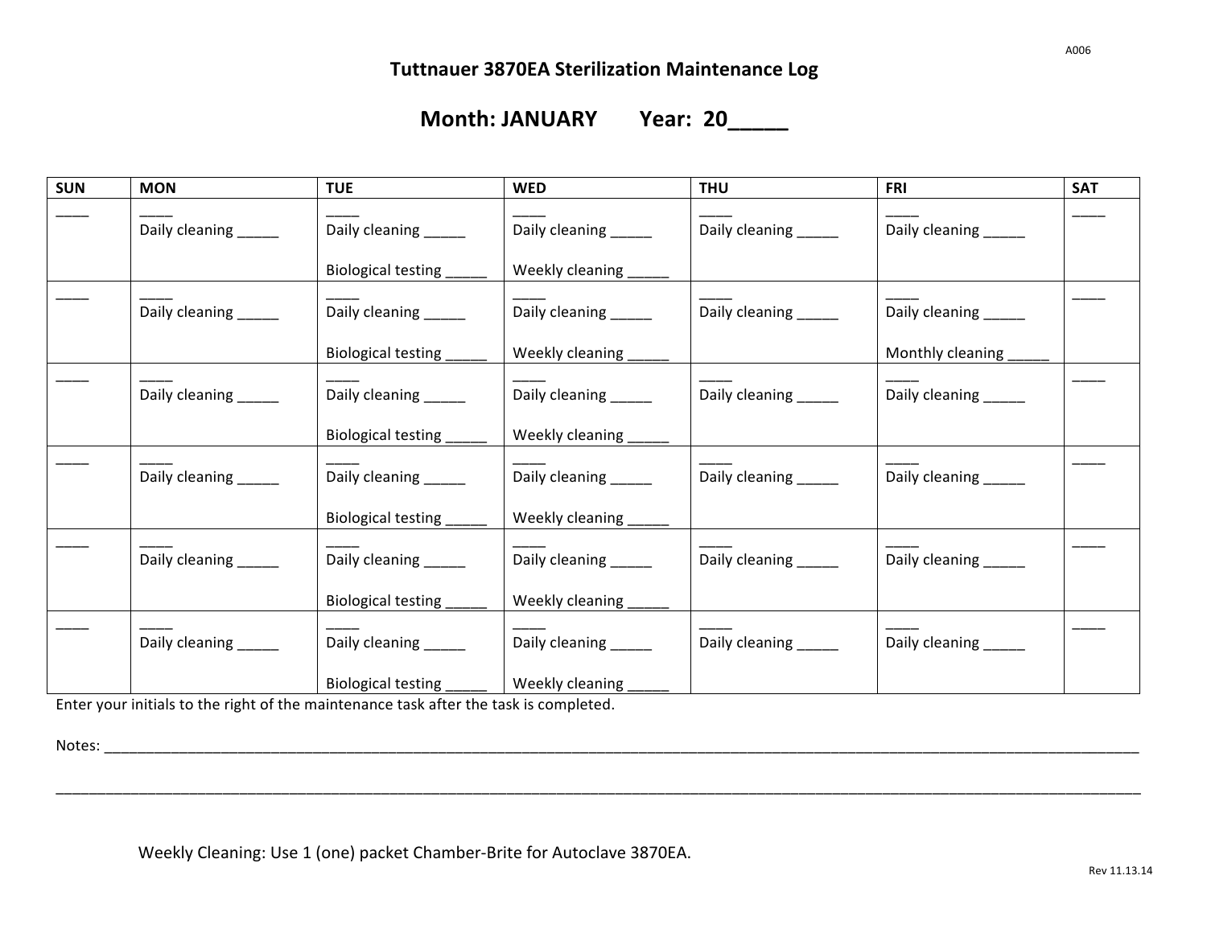A006

# Tuttnauer 3870EA Sterilization Maintenance Log

## Month: JANUARY     Year: 20_____

| SUN | MON | TUE | WED | THU | FRI | SAT |
|---|---|---|---|---|---|---|
| ____ | ____<br>Daily cleaning _____ | ____<br>Daily cleaning _____<br><br>Biological testing _____ | ____<br>Daily cleaning _____<br><br>Weekly cleaning _____ | ____<br>Daily cleaning _____ | ____<br>Daily cleaning _____ | ____ |
| ____ | ____<br>Daily cleaning _____ | ____<br>Daily cleaning _____<br><br>Biological testing _____ | ____<br>Daily cleaning _____<br><br>Weekly cleaning _____ | ____<br>Daily cleaning _____ | ____<br>Daily cleaning _____<br><br>Monthly cleaning _____ | ____ |
| ____ | ____<br>Daily cleaning _____ | ____<br>Daily cleaning _____<br><br>Biological testing _____ | ____<br>Daily cleaning _____<br><br>Weekly cleaning _____ | ____<br>Daily cleaning _____ | ____<br>Daily cleaning _____ | ____ |
| ____ | ____<br>Daily cleaning _____ | ____<br>Daily cleaning _____<br><br>Biological testing _____ | ____<br>Daily cleaning _____<br><br>Weekly cleaning _____ | ____<br>Daily cleaning _____ | ____<br>Daily cleaning _____ | ____ |
| ____ | ____<br>Daily cleaning _____ | ____<br>Daily cleaning _____<br><br>Biological testing _____ | ____<br>Daily cleaning _____<br><br>Weekly cleaning _____ | ____<br>Daily cleaning _____ | ____<br>Daily cleaning _____ | ____ |
| ____ | ____<br>Daily cleaning _____ | ____<br>Daily cleaning _____<br><br>Biological testing _____ | ____<br>Daily cleaning _____<br><br>Weekly cleaning _____ | ____<br>Daily cleaning _____ | ____<br>Daily cleaning _____ | ____ |

Enter your initials to the right of the maintenance task after the task is completed.

Notes: ______________________________________________________________________________________________________________

________________________________________________________________________________________________________________________

Weekly Cleaning: Use 1 (one) packet Chamber-Brite for Autoclave 3870EA.

Rev 11.13.14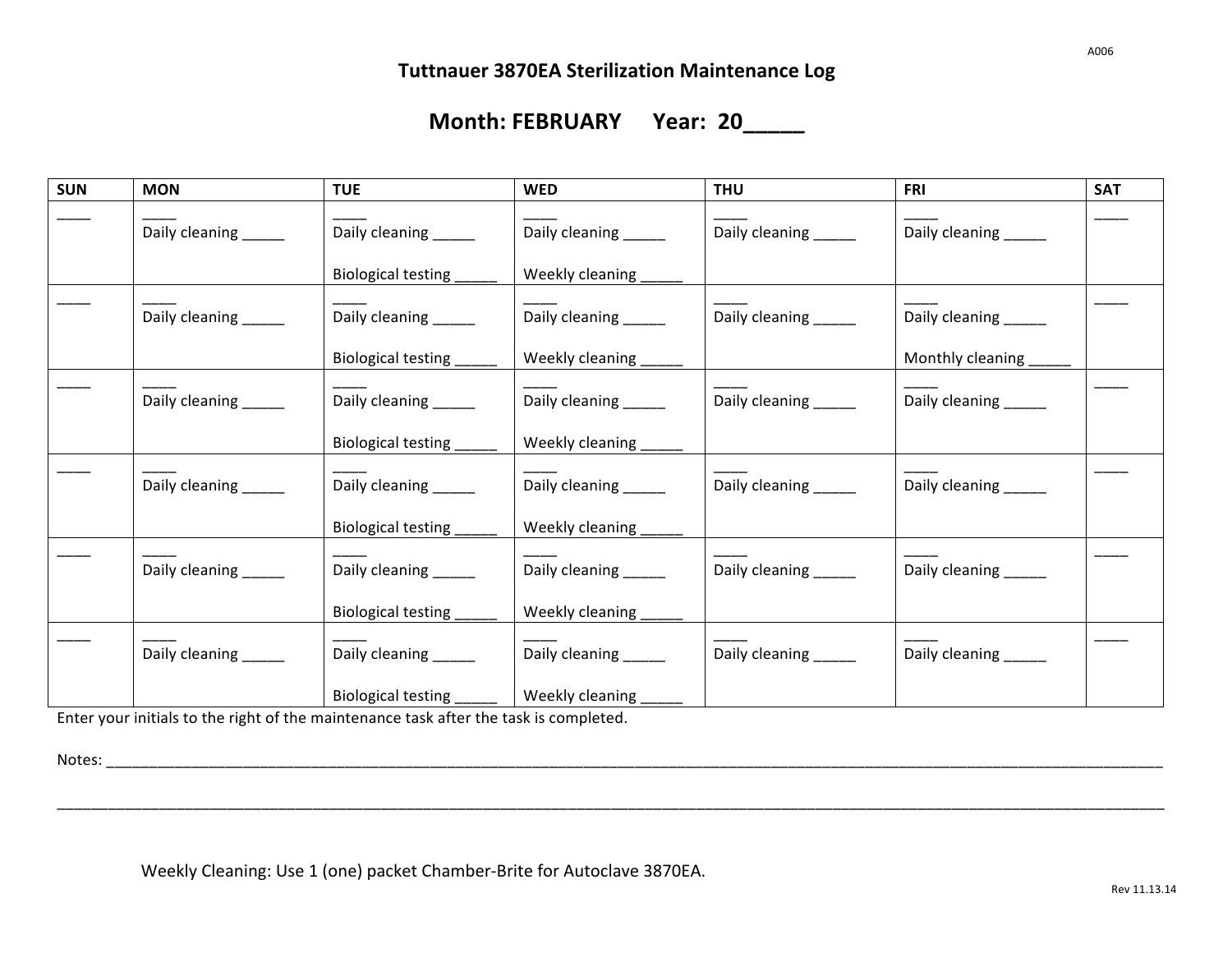# Tuttnauer 3870EA Sterilization Maintenance Log

## Month: FEBRUARY Year: 20_____

| SUN | MON | TUE | WED | THU | FRI | SAT |
|---|---|---|---|---|---|---|
| ____ | ____<br>Daily cleaning _____ | ____<br>Daily cleaning _____<br><br>Biological testing _____ | ____<br>Daily cleaning _____<br><br>Weekly cleaning _____ | ____<br>Daily cleaning _____ | ____<br>Daily cleaning _____ | ____ |
| ____ | ____<br>Daily cleaning _____ | ____<br>Daily cleaning _____<br><br>Biological testing _____ | ____<br>Daily cleaning _____<br><br>Weekly cleaning _____ | ____<br>Daily cleaning _____ | ____<br>Daily cleaning _____<br><br>Monthly cleaning _____ | ____ |
| ____ | ____<br>Daily cleaning _____ | ____<br>Daily cleaning _____<br><br>Biological testing _____ | ____<br>Daily cleaning _____<br><br>Weekly cleaning _____ | ____<br>Daily cleaning _____ | ____<br>Daily cleaning _____ | ____ |
| ____ | ____<br>Daily cleaning _____ | ____<br>Daily cleaning _____<br><br>Biological testing _____ | ____<br>Daily cleaning _____<br><br>Weekly cleaning _____ | ____<br>Daily cleaning _____ | ____<br>Daily cleaning _____ | ____ |
| ____ | ____<br>Daily cleaning _____ | ____<br>Daily cleaning _____<br><br>Biological testing _____ | ____<br>Daily cleaning _____<br><br>Weekly cleaning _____ | ____<br>Daily cleaning _____ | ____<br>Daily cleaning _____ | ____ |
| ____ | ____<br>Daily cleaning _____ | ____<br>Daily cleaning _____<br><br>Biological testing _____ | ____<br>Daily cleaning _____<br><br>Weekly cleaning _____ | ____<br>Daily cleaning _____ | ____<br>Daily cleaning _____ | ____ |

Enter your initials to the right of the maintenance task after the task is completed.

Notes: ____________________________________________________________________________________________________________

____________________________________________________________________________________________________________________

Weekly Cleaning: Use 1 (one) packet Chamber-Brite for Autoclave 3870EA.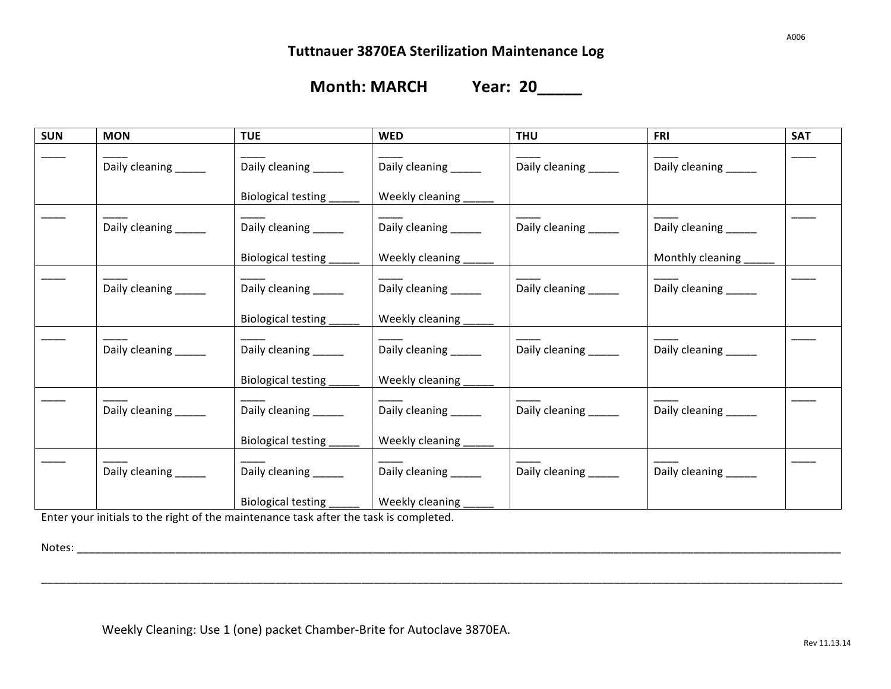A006

# Tuttnauer 3870EA Sterilization Maintenance Log

## Month: MARCH Year: 20_____

| SUN | MON | TUE | WED | THU | FRI | SAT |
|---|---|---|---|---|---|---|
| ____ | ____ Daily cleaning _____ | ____ Daily cleaning _____ Biological testing _____ | ____ Daily cleaning _____ Weekly cleaning _____ | ____ Daily cleaning _____ | ____ Daily cleaning _____ | ____ |
| ____ | ____ Daily cleaning _____ | ____ Daily cleaning _____ Biological testing _____ | ____ Daily cleaning _____ Weekly cleaning _____ | ____ Daily cleaning _____ | ____ Daily cleaning _____ Monthly cleaning _____ | ____ |
| ____ | ____ Daily cleaning _____ | ____ Daily cleaning _____ Biological testing _____ | ____ Daily cleaning _____ Weekly cleaning _____ | ____ Daily cleaning _____ | ____ Daily cleaning _____ | ____ |
| ____ | ____ Daily cleaning _____ | ____ Daily cleaning _____ Biological testing _____ | ____ Daily cleaning _____ Weekly cleaning _____ | ____ Daily cleaning _____ | ____ Daily cleaning _____ | ____ |
| ____ | ____ Daily cleaning _____ | ____ Daily cleaning _____ Biological testing _____ | ____ Daily cleaning _____ Weekly cleaning _____ | ____ Daily cleaning _____ | ____ Daily cleaning _____ | ____ |
| ____ | ____ Daily cleaning _____ | ____ Daily cleaning _____ Biological testing _____ | ____ Daily cleaning _____ Weekly cleaning _____ | ____ Daily cleaning _____ | ____ Daily cleaning _____ | ____ |

Enter your initials to the right of the maintenance task after the task is completed.

Notes: ________________________________________________________________________________________________________________

________________________________________________________________________________________________________________________

Weekly Cleaning: Use 1 (one) packet Chamber-Brite for Autoclave 3870EA.

Rev 11.13.14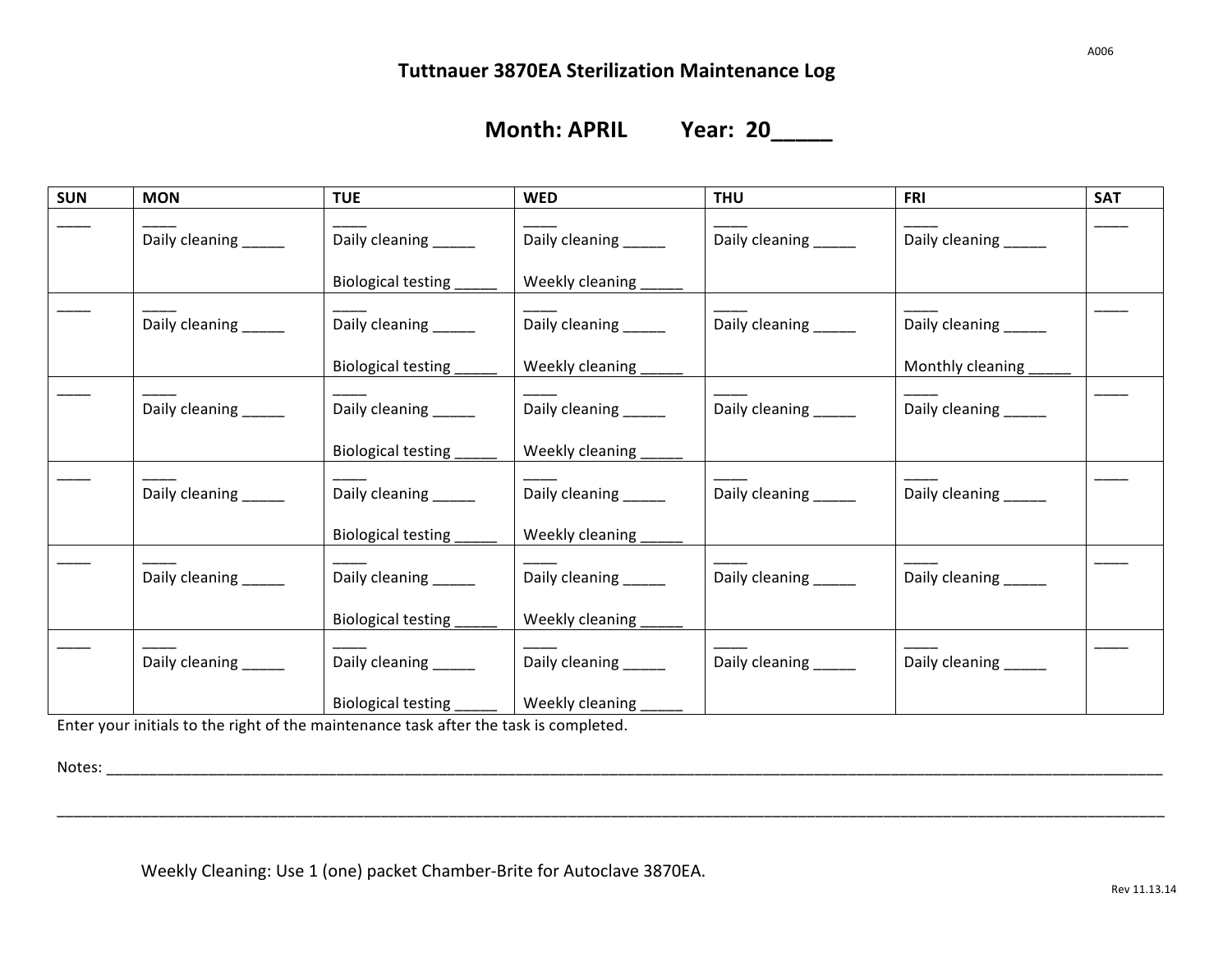A006

# Tuttnauer 3870EA Sterilization Maintenance Log

## Month: APRIL Year: 20_____

| SUN | MON | TUE | WED | THU | FRI | SAT |
|---|---|---|---|---|---|---|
| ____ | ____<br>Daily cleaning _____ | ____<br>Daily cleaning _____<br><br>Biological testing _____ | ____<br>Daily cleaning _____<br><br>Weekly cleaning _____ | ____<br>Daily cleaning _____ | ____<br>Daily cleaning _____ | ____ |
| ____ | ____<br>Daily cleaning _____ | ____<br>Daily cleaning _____<br><br>Biological testing _____ | ____<br>Daily cleaning _____<br><br>Weekly cleaning _____ | ____<br>Daily cleaning _____ | ____<br>Daily cleaning _____<br><br>Monthly cleaning _____ | ____ |
| ____ | ____<br>Daily cleaning _____ | ____<br>Daily cleaning _____<br><br>Biological testing _____ | ____<br>Daily cleaning _____<br><br>Weekly cleaning _____ | ____<br>Daily cleaning _____ | ____<br>Daily cleaning _____ | ____ |
| ____ | ____<br>Daily cleaning _____ | ____<br>Daily cleaning _____<br><br>Biological testing _____ | ____<br>Daily cleaning _____<br><br>Weekly cleaning _____ | ____<br>Daily cleaning _____ | ____<br>Daily cleaning _____ | ____ |
| ____ | ____<br>Daily cleaning _____ | ____<br>Daily cleaning _____<br><br>Biological testing _____ | ____<br>Daily cleaning _____<br><br>Weekly cleaning _____ | ____<br>Daily cleaning _____ | ____<br>Daily cleaning _____ | ____ |
| ____ | ____<br>Daily cleaning _____ | ____<br>Daily cleaning _____<br><br>Biological testing _____ | ____<br>Daily cleaning _____<br><br>Weekly cleaning _____ | ____<br>Daily cleaning _____ | ____<br>Daily cleaning _____ | ____ |

Enter your initials to the right of the maintenance task after the task is completed.

Notes: ________________________________________________________________________________________________________

________________________________________________________________________________________________________________

Weekly Cleaning: Use 1 (one) packet Chamber-Brite for Autoclave 3870EA.

Rev 11.13.14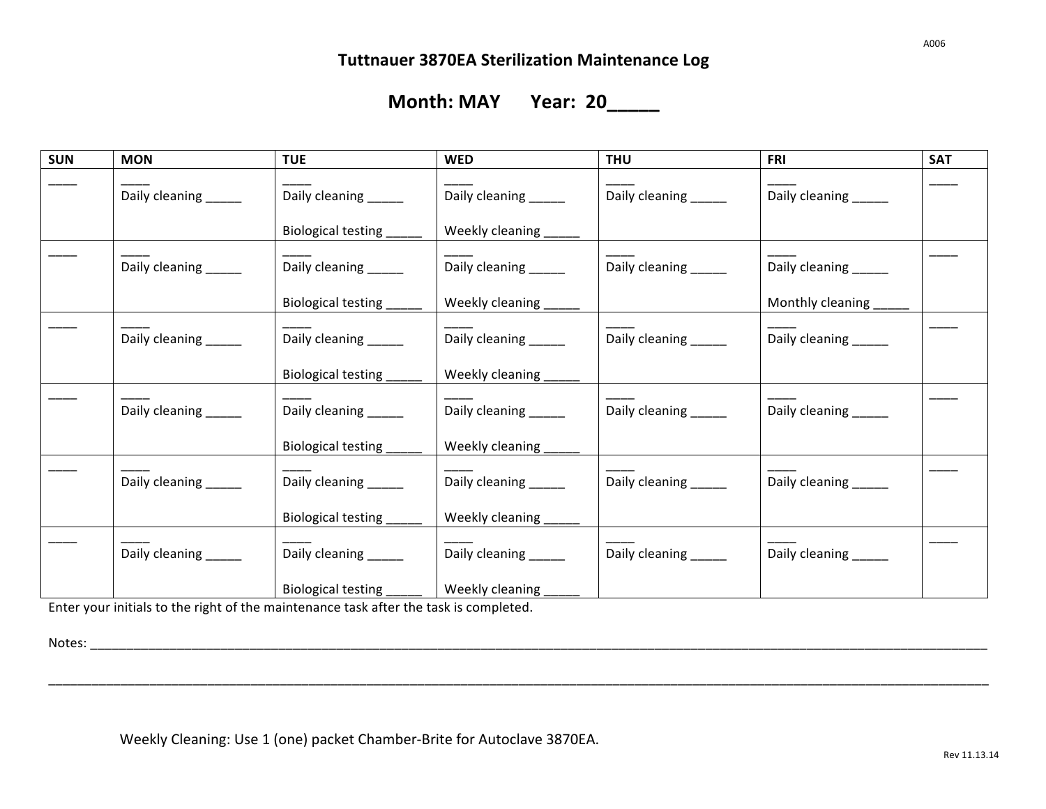A006

# Tuttnauer 3870EA Sterilization Maintenance Log

## Month: MAY      Year:  20_____

| SUN | MON | TUE | WED | THU | FRI | SAT |
|---|---|---|---|---|---|---|
| ____ | ____<br>Daily cleaning _____ | ____<br>Daily cleaning _____<br><br>Biological testing _____ | ____<br>Daily cleaning _____<br><br>Weekly cleaning _____ | ____<br>Daily cleaning _____ | ____<br>Daily cleaning _____ | ____ |
| ____ | ____<br>Daily cleaning _____ | ____<br>Daily cleaning _____<br><br>Biological testing _____ | ____<br>Daily cleaning _____<br><br>Weekly cleaning _____ | ____<br>Daily cleaning _____ | ____<br>Daily cleaning _____<br><br>Monthly cleaning _____ | ____ |
| ____ | ____<br>Daily cleaning _____ | ____<br>Daily cleaning _____<br><br>Biological testing _____ | ____<br>Daily cleaning _____<br><br>Weekly cleaning _____ | ____<br>Daily cleaning _____ | ____<br>Daily cleaning _____ | ____ |
| ____ | ____<br>Daily cleaning _____ | ____<br>Daily cleaning _____<br><br>Biological testing _____ | ____<br>Daily cleaning _____<br><br>Weekly cleaning _____ | ____<br>Daily cleaning _____ | ____<br>Daily cleaning _____ | ____ |
| ____ | ____<br>Daily cleaning _____ | ____<br>Daily cleaning _____<br><br>Biological testing _____ | ____<br>Daily cleaning _____<br><br>Weekly cleaning _____ | ____<br>Daily cleaning _____ | ____<br>Daily cleaning _____ | ____ |
| ____ | ____<br>Daily cleaning _____ | ____<br>Daily cleaning _____<br><br>Biological testing _____ | ____<br>Daily cleaning _____<br><br>Weekly cleaning _____ | ____<br>Daily cleaning _____ | ____<br>Daily cleaning _____ | ____ |

Enter your initials to the right of the maintenance task after the task is completed.

Notes: ______________________________________________________________________________________________________________

______________________________________________________________________________________________________________

Weekly Cleaning: Use 1 (one) packet Chamber-Brite for Autoclave 3870EA.

Rev 11.13.14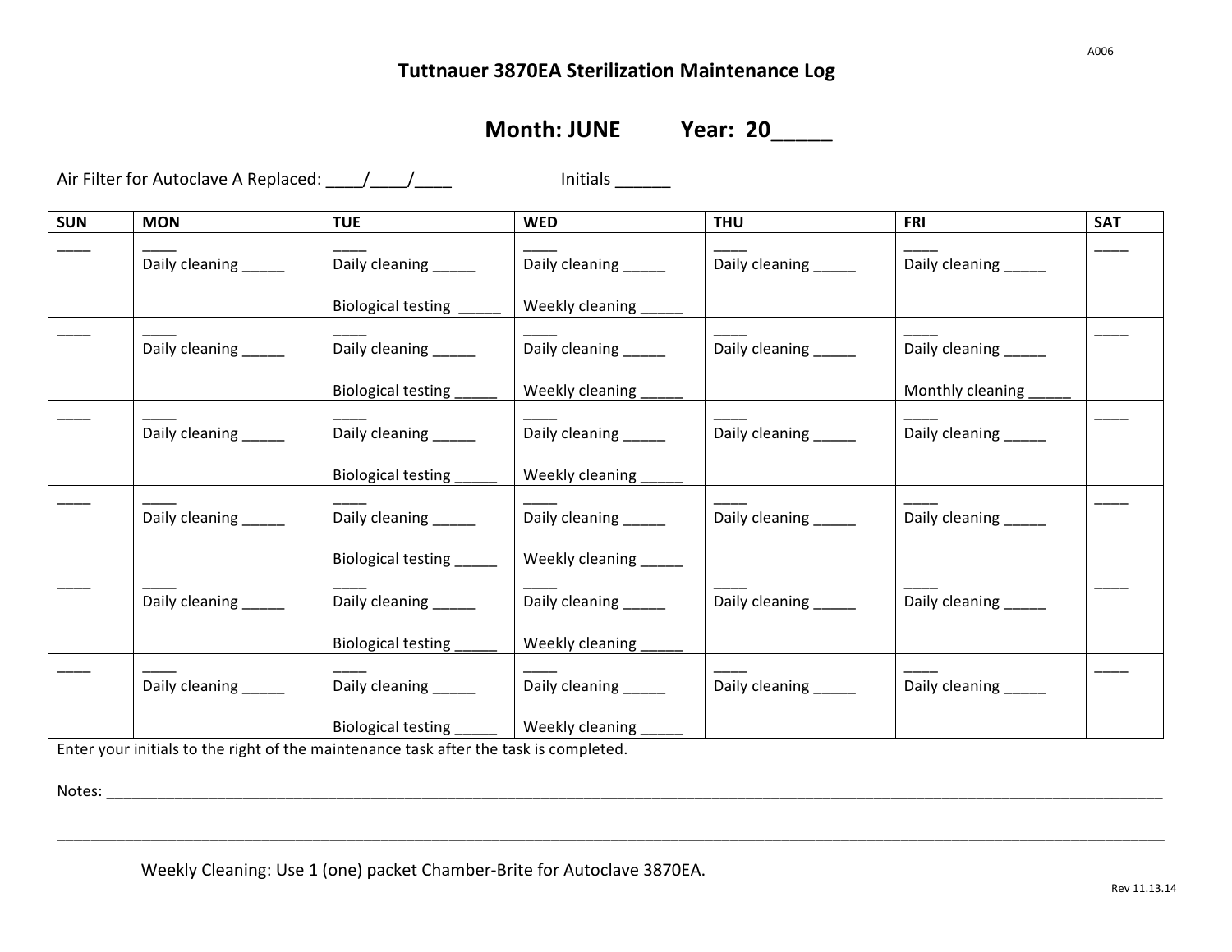A006

# Tuttnauer 3870EA Sterilization Maintenance Log

## Month: JUNE Year: 20_____

Air Filter for Autoclave A Replaced: ____/____/____ Initials ______

| SUN | MON | TUE | WED | THU | FRI | SAT |
|---|---|---|---|---|---|---|
| ____ | ____ Daily cleaning _____ | ____ Daily cleaning _____ Biological testing _____ | ____ Daily cleaning _____ Weekly cleaning _____ | ____ Daily cleaning _____ | ____ Daily cleaning _____ | ____ |
| ____ | ____ Daily cleaning _____ | ____ Daily cleaning _____ Biological testing _____ | ____ Daily cleaning _____ Weekly cleaning _____ | ____ Daily cleaning _____ | ____ Daily cleaning _____ Monthly cleaning _____ | ____ |
| ____ | ____ Daily cleaning _____ | ____ Daily cleaning _____ Biological testing _____ | ____ Daily cleaning _____ Weekly cleaning _____ | ____ Daily cleaning _____ | ____ Daily cleaning _____ | ____ |
| ____ | ____ Daily cleaning _____ | ____ Daily cleaning _____ Biological testing _____ | ____ Daily cleaning _____ Weekly cleaning _____ | ____ Daily cleaning _____ | ____ Daily cleaning _____ | ____ |
| ____ | ____ Daily cleaning _____ | ____ Daily cleaning _____ Biological testing _____ | ____ Daily cleaning _____ Weekly cleaning _____ | ____ Daily cleaning _____ | ____ Daily cleaning _____ | ____ |
| ____ | ____ Daily cleaning _____ | ____ Daily cleaning _____ Biological testing _____ | ____ Daily cleaning _____ Weekly cleaning _____ | ____ Daily cleaning _____ | ____ Daily cleaning _____ | ____ |

Enter your initials to the right of the maintenance task after the task is completed.

Notes: ________________________________________________________________________________________________________________

________________________________________________________________________________________________________________________

Weekly Cleaning: Use 1 (one) packet Chamber-Brite for Autoclave 3870EA.

Rev 11.13.14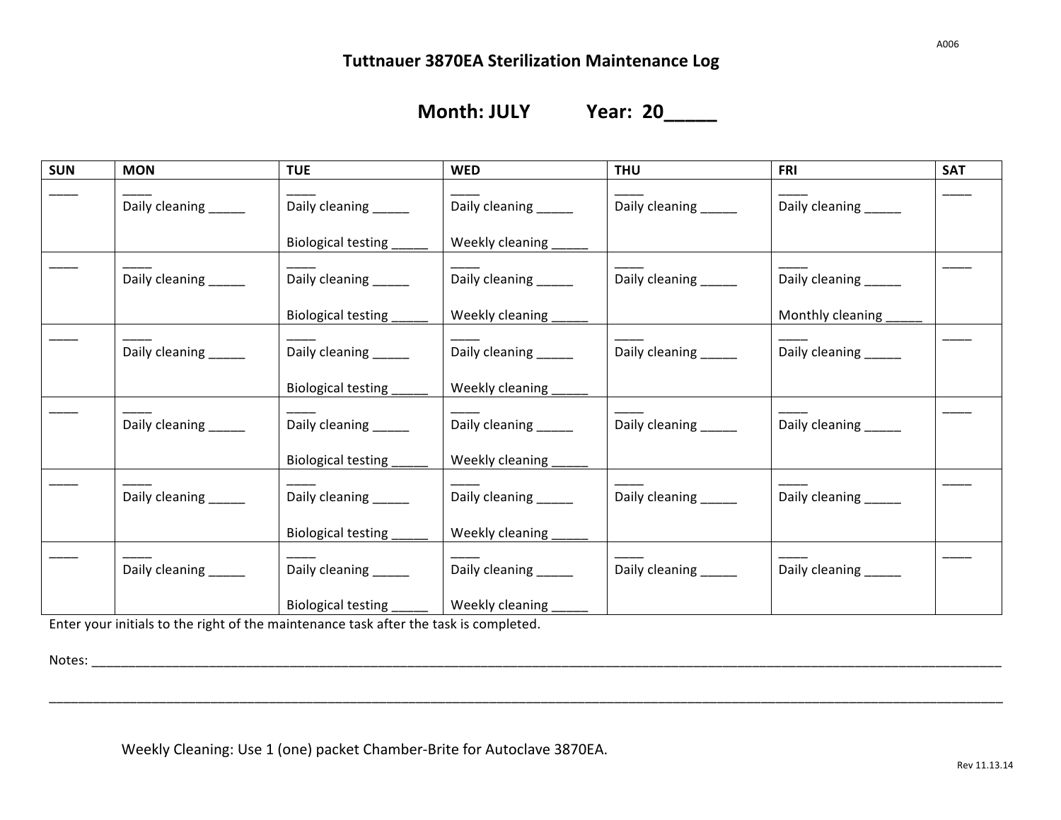A006

# Tuttnauer 3870EA Sterilization Maintenance Log

## Month: JULY Year: 20_____

| SUN | MON | TUE | WED | THU | FRI | SAT |
|---|---|---|---|---|---|---|
| ____ | ____ Daily cleaning _____ | ____ Daily cleaning _____ Biological testing _____ | ____ Daily cleaning _____ Weekly cleaning _____ | ____ Daily cleaning _____ | ____ Daily cleaning _____ | ____ |
| ____ | ____ Daily cleaning _____ | ____ Daily cleaning _____ Biological testing _____ | ____ Daily cleaning _____ Weekly cleaning _____ | ____ Daily cleaning _____ | ____ Daily cleaning _____ Monthly cleaning _____ | ____ |
| ____ | ____ Daily cleaning _____ | ____ Daily cleaning _____ Biological testing _____ | ____ Daily cleaning _____ Weekly cleaning _____ | ____ Daily cleaning _____ | ____ Daily cleaning _____ | ____ |
| ____ | ____ Daily cleaning _____ | ____ Daily cleaning _____ Biological testing _____ | ____ Daily cleaning _____ Weekly cleaning _____ | ____ Daily cleaning _____ | ____ Daily cleaning _____ | ____ |
| ____ | ____ Daily cleaning _____ | ____ Daily cleaning _____ Biological testing _____ | ____ Daily cleaning _____ Weekly cleaning _____ | ____ Daily cleaning _____ | ____ Daily cleaning _____ | ____ |
| ____ | ____ Daily cleaning _____ | ____ Daily cleaning _____ Biological testing _____ | ____ Daily cleaning _____ Weekly cleaning _____ | ____ Daily cleaning _____ | ____ Daily cleaning _____ | ____ |

Enter your initials to the right of the maintenance task after the task is completed.

Notes: ________________________________________________________________________________________________

________________________________________________________________________________________________________

Weekly Cleaning: Use 1 (one) packet Chamber-Brite for Autoclave 3870EA.

Rev 11.13.14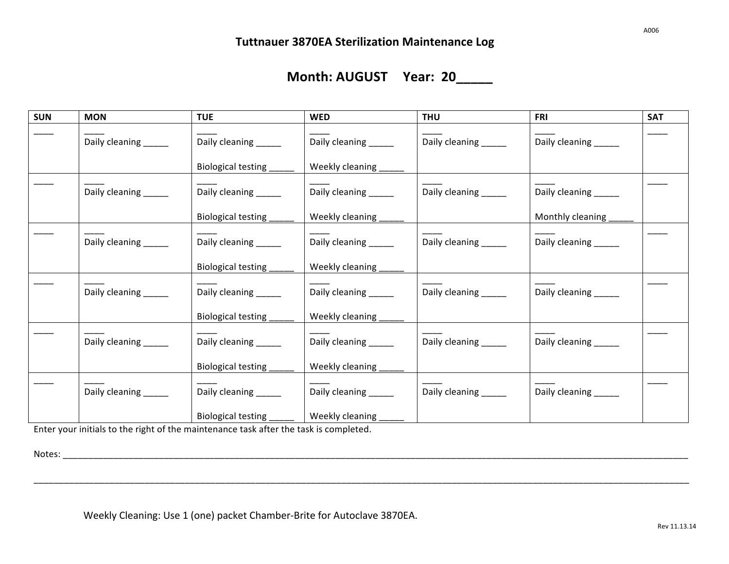A006

# Tuttnauer 3870EA Sterilization Maintenance Log

## Month: AUGUST Year: 20_____

| SUN | MON | TUE | WED | THU | FRI | SAT |
|---|---|---|---|---|---|---|
| ____ | ____<br>Daily cleaning _____ | ____<br>Daily cleaning _____<br><br>Biological testing _____ | ____<br>Daily cleaning _____<br><br>Weekly cleaning _____ | ____<br>Daily cleaning _____ | ____<br>Daily cleaning _____ | ____ |
| ____ | ____<br>Daily cleaning _____ | ____<br>Daily cleaning _____<br><br>Biological testing _____ | ____<br>Daily cleaning _____<br><br>Weekly cleaning _____ | ____<br>Daily cleaning _____ | ____<br>Daily cleaning _____<br><br>Monthly cleaning _____ | ____ |
| ____ | ____<br>Daily cleaning _____ | ____<br>Daily cleaning _____<br><br>Biological testing _____ | ____<br>Daily cleaning _____<br><br>Weekly cleaning _____ | ____<br>Daily cleaning _____ | ____<br>Daily cleaning _____ | ____ |
| ____ | ____<br>Daily cleaning _____ | ____<br>Daily cleaning _____<br><br>Biological testing _____ | ____<br>Daily cleaning _____<br><br>Weekly cleaning _____ | ____<br>Daily cleaning _____ | ____<br>Daily cleaning _____ | ____ |
| ____ | ____<br>Daily cleaning _____ | ____<br>Daily cleaning _____<br><br>Biological testing _____ | ____<br>Daily cleaning _____<br><br>Weekly cleaning _____ | ____<br>Daily cleaning _____ | ____<br>Daily cleaning _____ | ____ |
| ____ | ____<br>Daily cleaning _____ | ____<br>Daily cleaning _____<br><br>Biological testing _____ | ____<br>Daily cleaning _____<br><br>Weekly cleaning _____ | ____<br>Daily cleaning _____ | ____<br>Daily cleaning _____ | ____ |

Enter your initials to the right of the maintenance task after the task is completed.

Notes: ____________________________________________________________________________________________________________

____________________________________________________________________________________________________________________

Weekly Cleaning: Use 1 (one) packet Chamber-Brite for Autoclave 3870EA.

Rev 11.13.14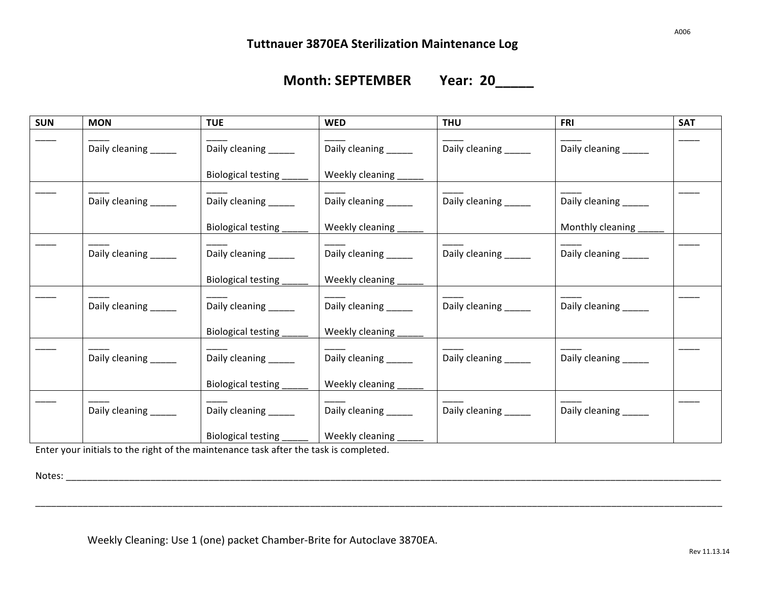A006

# Tuttnauer 3870EA Sterilization Maintenance Log

## Month: SEPTEMBER Year: 20_____

| SUN | MON | TUE | WED | THU | FRI | SAT |
|---|---|---|---|---|---|---|
| ____ | ____<br>Daily cleaning _____ | ____<br>Daily cleaning _____<br><br>Biological testing _____ | ____<br>Daily cleaning _____<br><br>Weekly cleaning _____ | ____<br>Daily cleaning _____ | ____<br>Daily cleaning _____ | ____ |
| ____ | ____<br>Daily cleaning _____ | ____<br>Daily cleaning _____<br><br>Biological testing _____ | ____<br>Daily cleaning _____<br><br>Weekly cleaning _____ | ____<br>Daily cleaning _____ | ____<br>Daily cleaning _____<br><br>Monthly cleaning _____ | ____ |
| ____ | ____<br>Daily cleaning _____ | ____<br>Daily cleaning _____<br><br>Biological testing _____ | ____<br>Daily cleaning _____<br><br>Weekly cleaning _____ | ____<br>Daily cleaning _____ | ____<br>Daily cleaning _____ | ____ |
| ____ | ____<br>Daily cleaning _____ | ____<br>Daily cleaning _____<br><br>Biological testing _____ | ____<br>Daily cleaning _____<br><br>Weekly cleaning _____ | ____<br>Daily cleaning _____ | ____<br>Daily cleaning _____ | ____ |
| ____ | ____<br>Daily cleaning _____ | ____<br>Daily cleaning _____<br><br>Biological testing _____ | ____<br>Daily cleaning _____<br><br>Weekly cleaning _____ | ____<br>Daily cleaning _____ | ____<br>Daily cleaning _____ | ____ |
| ____ | ____<br>Daily cleaning _____ | ____<br>Daily cleaning _____<br><br>Biological testing _____ | ____<br>Daily cleaning _____<br><br>Weekly cleaning _____ | ____<br>Daily cleaning _____ | ____<br>Daily cleaning _____ | ____ |

Enter your initials to the right of the maintenance task after the task is completed.

Notes: ______________________________________________________________________________________________________________

______________________________________________________________________________________________________________________

Weekly Cleaning: Use 1 (one) packet Chamber-Brite for Autoclave 3870EA.

Rev 11.13.14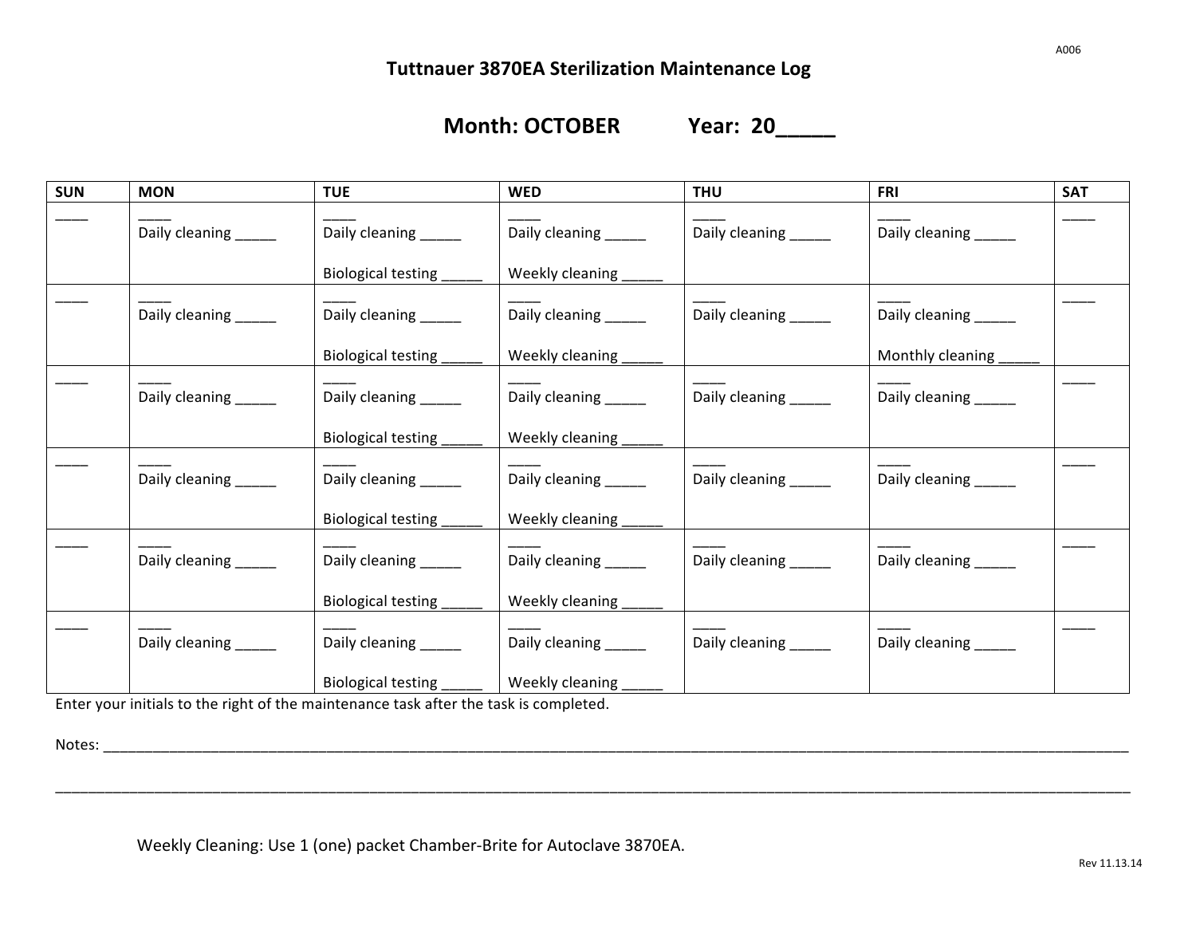A006

# Tuttnauer 3870EA Sterilization Maintenance Log

## Month: OCTOBER Year: 20_____

| SUN | MON | TUE | WED | THU | FRI | SAT |
|---|---|---|---|---|---|---|
| ____ | ____<br>Daily cleaning _____ | ____<br>Daily cleaning _____<br><br>Biological testing _____ | ____<br>Daily cleaning _____<br><br>Weekly cleaning _____ | ____<br>Daily cleaning _____ | ____<br>Daily cleaning _____ | ____ |
| ____ | ____<br>Daily cleaning _____ | ____<br>Daily cleaning _____<br><br>Biological testing _____ | ____<br>Daily cleaning _____<br><br>Weekly cleaning _____ | ____<br>Daily cleaning _____ | ____<br>Daily cleaning _____<br><br>Monthly cleaning _____ | ____ |
| ____ | ____<br>Daily cleaning _____ | ____<br>Daily cleaning _____<br><br>Biological testing _____ | ____<br>Daily cleaning _____<br><br>Weekly cleaning _____ | ____<br>Daily cleaning _____ | ____<br>Daily cleaning _____ | ____ |
| ____ | ____<br>Daily cleaning _____ | ____<br>Daily cleaning _____<br><br>Biological testing _____ | ____<br>Daily cleaning _____<br><br>Weekly cleaning _____ | ____<br>Daily cleaning _____ | ____<br>Daily cleaning _____ | ____ |
| ____ | ____<br>Daily cleaning _____ | ____<br>Daily cleaning _____<br><br>Biological testing _____ | ____<br>Daily cleaning _____<br><br>Weekly cleaning _____ | ____<br>Daily cleaning _____ | ____<br>Daily cleaning _____ | ____ |
| ____ | ____<br>Daily cleaning _____ | ____<br>Daily cleaning _____<br><br>Biological testing _____ | ____<br>Daily cleaning _____<br><br>Weekly cleaning _____ | ____<br>Daily cleaning _____ | ____<br>Daily cleaning _____ | ____ |

Enter your initials to the right of the maintenance task after the task is completed.

Notes: ____________________________________________________________________________________________________________

______________________________________________________________________________________________________________________

Weekly Cleaning: Use 1 (one) packet Chamber-Brite for Autoclave 3870EA.

Rev 11.13.14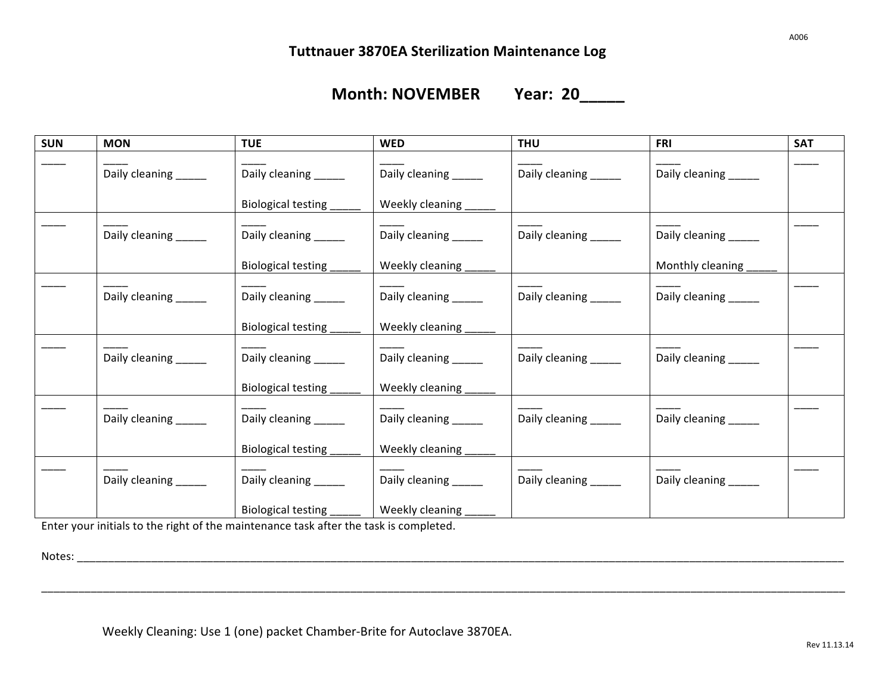A006

# Tuttnauer 3870EA Sterilization Maintenance Log

## Month: NOVEMBER Year: 20_____

| SUN | MON | TUE | WED | THU | FRI | SAT |
|---|---|---|---|---|---|---|
| ____ | ____ Daily cleaning _____ | ____ Daily cleaning _____ Biological testing _____ | ____ Daily cleaning _____ Weekly cleaning _____ | ____ Daily cleaning _____ | ____ Daily cleaning _____ | ____ |
| ____ | ____ Daily cleaning _____ | ____ Daily cleaning _____ Biological testing _____ | ____ Daily cleaning _____ Weekly cleaning _____ | ____ Daily cleaning _____ | ____ Daily cleaning _____ Monthly cleaning _____ | ____ |
| ____ | ____ Daily cleaning _____ | ____ Daily cleaning _____ Biological testing _____ | ____ Daily cleaning _____ Weekly cleaning _____ | ____ Daily cleaning _____ | ____ Daily cleaning _____ | ____ |
| ____ | ____ Daily cleaning _____ | ____ Daily cleaning _____ Biological testing _____ | ____ Daily cleaning _____ Weekly cleaning _____ | ____ Daily cleaning _____ | ____ Daily cleaning _____ | ____ |
| ____ | ____ Daily cleaning _____ | ____ Daily cleaning _____ Biological testing _____ | ____ Daily cleaning _____ Weekly cleaning _____ | ____ Daily cleaning _____ | ____ Daily cleaning _____ | ____ |
| ____ | ____ Daily cleaning _____ | ____ Daily cleaning _____ Biological testing _____ | ____ Daily cleaning _____ Weekly cleaning _____ | ____ Daily cleaning _____ | ____ Daily cleaning _____ | ____ |

Enter your initials to the right of the maintenance task after the task is completed.

Notes: ____________________________________________________________________________________________

____________________________________________________________________________________________________

Weekly Cleaning: Use 1 (one) packet Chamber-Brite for Autoclave 3870EA.

Rev 11.13.14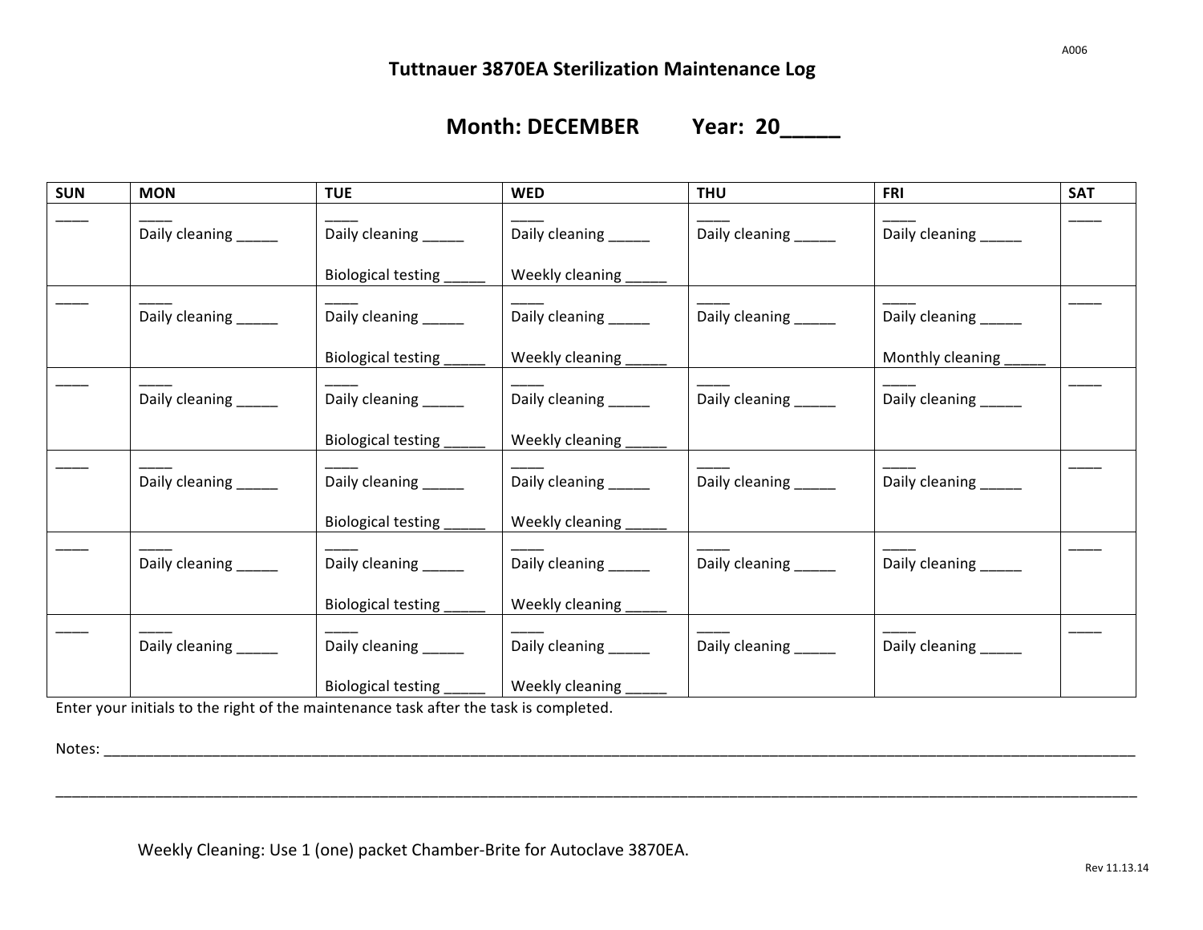A006

# Tuttnauer 3870EA Sterilization Maintenance Log

## Month: DECEMBER Year: 20_____

| SUN | MON | TUE | WED | THU | FRI | SAT |
|---|---|---|---|---|---|---|
| ____ | ____<br>Daily cleaning _____ | ____<br>Daily cleaning _____<br><br>Biological testing _____ | ____<br>Daily cleaning _____<br><br>Weekly cleaning _____ | ____<br>Daily cleaning _____ | ____<br>Daily cleaning _____ | ____ |
| ____ | ____<br>Daily cleaning _____ | ____<br>Daily cleaning _____<br><br>Biological testing _____ | ____<br>Daily cleaning _____<br><br>Weekly cleaning _____ | ____<br>Daily cleaning _____ | ____<br>Daily cleaning _____<br><br>Monthly cleaning _____ | ____ |
| ____ | ____<br>Daily cleaning _____ | ____<br>Daily cleaning _____<br><br>Biological testing _____ | ____<br>Daily cleaning _____<br><br>Weekly cleaning _____ | ____<br>Daily cleaning _____ | ____<br>Daily cleaning _____ | ____ |
| ____ | ____<br>Daily cleaning _____ | ____<br>Daily cleaning _____<br><br>Biological testing _____ | ____<br>Daily cleaning _____<br><br>Weekly cleaning _____ | ____<br>Daily cleaning _____ | ____<br>Daily cleaning _____ | ____ |
| ____ | ____<br>Daily cleaning _____ | ____<br>Daily cleaning _____<br><br>Biological testing _____ | ____<br>Daily cleaning _____<br><br>Weekly cleaning _____ | ____<br>Daily cleaning _____ | ____<br>Daily cleaning _____ | ____ |
| ____ | ____<br>Daily cleaning _____ | ____<br>Daily cleaning _____<br><br>Biological testing _____ | ____<br>Daily cleaning _____<br><br>Weekly cleaning _____ | ____<br>Daily cleaning _____ | ____<br>Daily cleaning _____ | ____ |

Enter your initials to the right of the maintenance task after the task is completed.

Notes: ______________________________________________________________________________________________________________

______________________________________________________________________________________________________________

Weekly Cleaning: Use 1 (one) packet Chamber-Brite for Autoclave 3870EA.

Rev 11.13.14